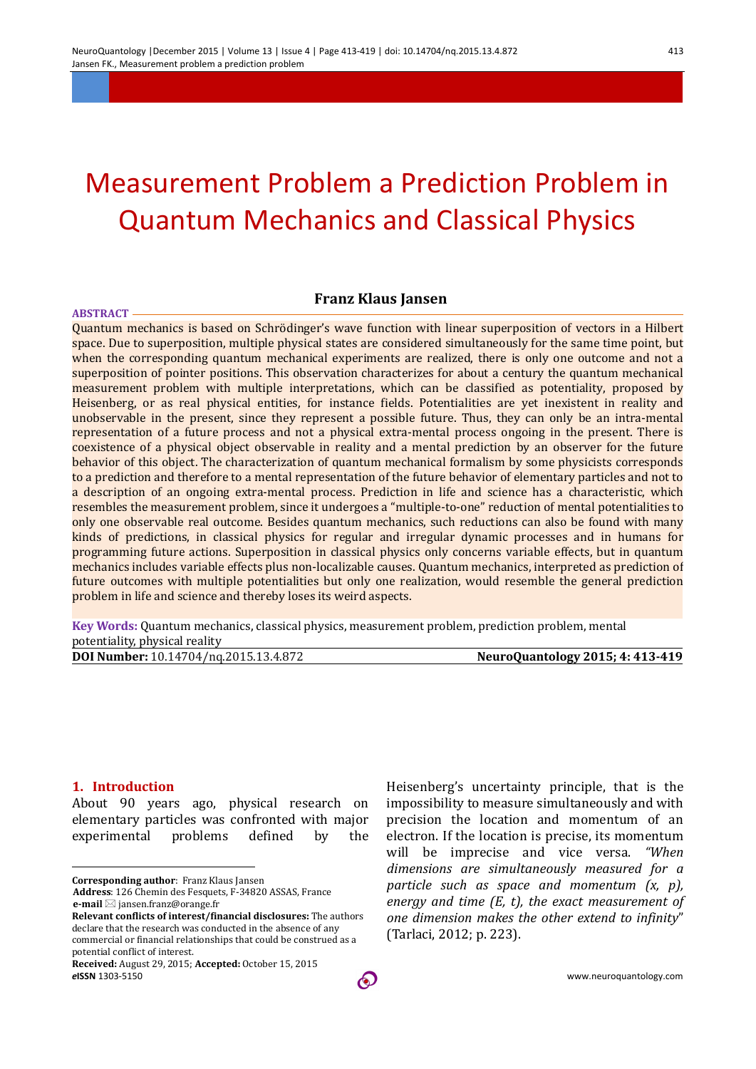# Measurement Problem a Prediction Problem in Quantum Mechanics and Classical Physics

**Franz Klaus Jansen**

**ABSTRACT**

Quantum mechanics is based on Schrödinger's wave function with linear superposition of vectors in a Hilbert space. Due to superposition, multiple physical states are considered simultaneously for the same time point, but when the corresponding quantum mechanical experiments are realized, there is only one outcome and not a superposition of pointer positions. This observation characterizes for about a century the quantum mechanical measurement problem with multiple interpretations, which can be classified as potentiality, proposed by Heisenberg, or as real physical entities, for instance fields. Potentialities are yet inexistent in reality and unobservable in the present, since they represent a possible future. Thus, they can only be an intra-mental representation of a future process and not a physical extra-mental process ongoing in the present. There is coexistence of a physical object observable in reality and a mental prediction by an observer for the future behavior of this object. The characterization of quantum mechanical formalism by some physicists corresponds to a prediction and therefore to a mental representation of the future behavior of elementary particles and not to a description of an ongoing extra-mental process. Prediction in life and science has a characteristic, which resembles the measurement problem, since it undergoes a "multiple-to-one" reduction of mental potentialities to only one observable real outcome. Besides quantum mechanics, such reductions can also be found with many kinds of predictions, in classical physics for regular and irregular dynamic processes and in humans for programming future actions. Superposition in classical physics only concerns variable effects, but in quantum mechanics includes variable effects plus non-localizable causes. Quantum mechanics, interpreted as prediction of future outcomes with multiple potentialities but only one realization, would resemble the general prediction problem in life and science and thereby loses its weird aspects.

**Key Words:** Quantum mechanics, classical physics, measurement problem, prediction problem, mental potentiality, physical reality

**DOI Number:** 10.14704/nq.2015.13.4.872 **NeuroQuantology 2015; 4: 413-419**

## 1. Introduction

About 90 years ago, physical research on elementary particles was confronted with major experimental problems defined by the Heisenberg's uncertainty principle, that is the impossibility to measure simultaneously and with precision the location and momentum of an electron. If the location is precise, its momentum will be imprecise and vice versa. *"When dimensions are simultaneously measured for a particle such as space and momentum (x, p), energy and time (E, t), the exact measurement of one dimension makes the other extend to infinity"* (Tarlaci, 2012; p. 223).

---

**Corresponding author**: Franz Klaus Jansen
**Address**: 126 Chemin des Fesquets, F-34820 ASSAS, France
**e-mail** jansen.franz@orange.fr
**Relevant conflicts of interest/financial disclosures:** The authors declare that the research was conducted in the absence of any commercial or financial relationships that could be construed as a potential conflict of interest.
**Received:** August 29, 2015; **Accepted:** October 15, 2015
**eISSN** 1303-5150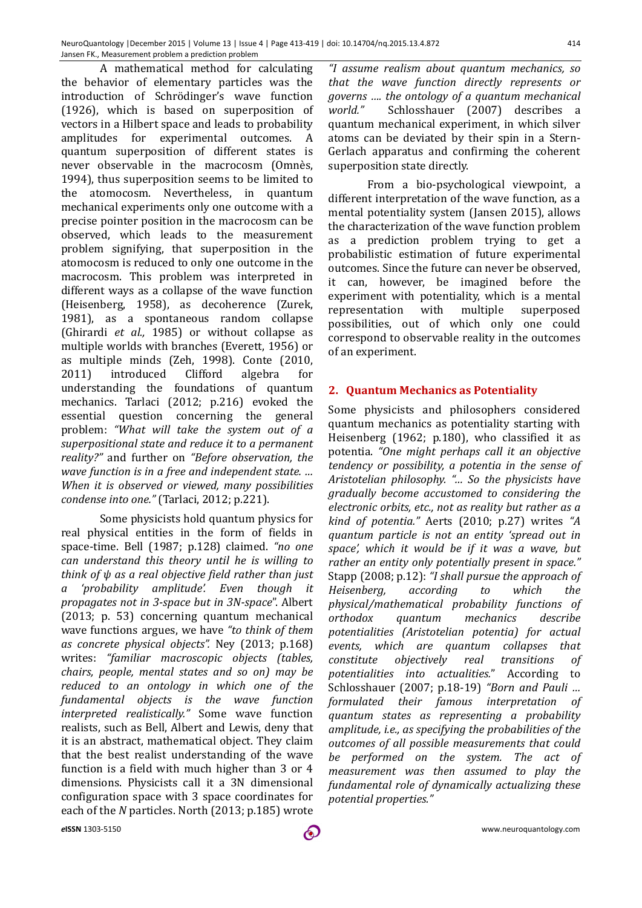A mathematical method for calculating the behavior of elementary particles was the introduction of Schrödinger's wave function (1926), which is based on superposition of vectors in a Hilbert space and leads to probability amplitudes for experimental outcomes. A quantum superposition of different states is never observable in the macrocosm (Omnès, 1994), thus superposition seems to be limited to the atomocosm. Nevertheless, in quantum mechanical experiments only one outcome with a precise pointer position in the macrocosm can be observed, which leads to the measurement problem signifying, that superposition in the atomocosm is reduced to only one outcome in the macrocosm. This problem was interpreted in different ways as a collapse of the wave function (Heisenberg, 1958), as decoherence (Zurek, 1981), as a spontaneous random collapse (Ghirardi *et al.,* 1985) or without collapse as multiple worlds with branches (Everett, 1956) or as multiple minds (Zeh, 1998). Conte (2010, 2011) introduced Clifford algebra for understanding the foundations of quantum mechanics. Tarlaci (2012; p.216) evoked the essential question concerning the general problem: *"What will take the system out of a superpositional state and reduce it to a permanent reality?"* and further on *"Before observation, the wave function is in a free and independent state. … When it is observed or viewed, many possibilities condense into one."* (Tarlaci, 2012; p.221).

Some physicists hold quantum physics for real physical entities in the form of fields in space-time. Bell (1987; p.128) claimed. *"no one can understand this theory until he is willing to think of ψ as a real objective field rather than just a 'probability amplitude'. Even though it propagates not in 3-space but in 3N-space*". Albert (2013; p. 53) concerning quantum mechanical wave functions argues, we have *"to think of them as concrete physical objects".* Ney (2013; p.168) writes: *"familiar macroscopic objects (tables, chairs, people, mental states and so on) may be reduced to an ontology in which one of the fundamental objects is the wave function interpreted realistically."* Some wave function realists, such as Bell, Albert and Lewis, deny that it is an abstract, mathematical object. They claim that the best realist understanding of the wave function is a field with much higher than 3 or 4 dimensions. Physicists call it a 3N dimensional configuration space with 3 space coordinates for each of the *N* particles. North (2013; p.185) wrote *"I assume realism about quantum mechanics, so that the wave function directly represents or governs …. the ontology of a quantum mechanical world."* Schlosshauer (2007) describes a quantum mechanical experiment, in which silver atoms can be deviated by their spin in a Stern-Gerlach apparatus and confirming the coherent superposition state directly.

From a bio-psychological viewpoint, a different interpretation of the wave function, as a mental potentiality system (Jansen 2015), allows the characterization of the wave function problem as a prediction problem trying to get a probabilistic estimation of future experimental outcomes. Since the future can never be observed, it can, however, be imagined before the experiment with potentiality, which is a mental representation with multiple superposed possibilities, out of which only one could correspond to observable reality in the outcomes of an experiment.

## 2. Quantum Mechanics as Potentiality

Some physicists and philosophers considered quantum mechanics as potentiality starting with Heisenberg (1962; p.180), who classified it as potentia. *"One might perhaps call it an objective tendency or possibility, a potentia in the sense of Aristotelian philosophy. "… So the physicists have gradually become accustomed to considering the electronic orbits, etc., not as reality but rather as a kind of potentia."* Aerts (2010; p.27) writes *"A quantum particle is not an entity 'spread out in space', which it would be if it was a wave, but rather an entity only potentially present in space."* Stapp (2008; p.12): *"I shall pursue the approach of Heisenberg, according to which the physical/mathematical probability functions of orthodox quantum mechanics describe potentialities (Aristotelian potentia) for actual events, which are quantum collapses that constitute objectively real transitions of potentialities into actualities.*" According to Schlosshauer (2007; p.18-19) *"Born and Pauli … formulated their famous interpretation of quantum states as representing a probability amplitude, i.e., as specifying the probabilities of the outcomes of all possible measurements that could be performed on the system. The act of measurement was then assumed to play the fundamental role of dynamically actualizing these potential properties."*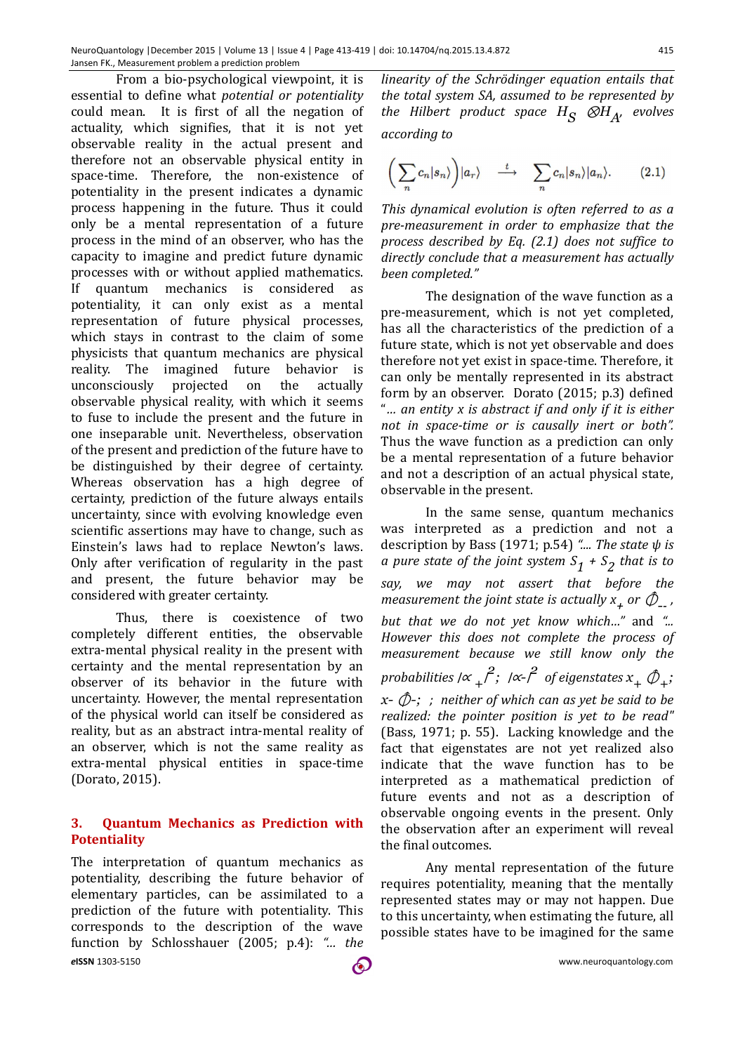From a bio-psychological viewpoint, it is essential to define what *potential or potentiality* could mean. It is first of all the negation of actuality, which signifies, that it is not yet observable reality in the actual present and therefore not an observable physical entity in space-time. Therefore, the non-existence of potentiality in the present indicates a dynamic process happening in the future. Thus it could only be a mental representation of a future process in the mind of an observer, who has the capacity to imagine and predict future dynamic processes with or without applied mathematics. If quantum mechanics is considered as potentiality, it can only exist as a mental representation of future physical processes, which stays in contrast to the claim of some physicists that quantum mechanics are physical reality. The imagined future behavior is unconsciously projected on the actually observable physical reality, with which it seems to fuse to include the present and the future in one inseparable unit. Nevertheless, observation of the present and prediction of the future have to be distinguished by their degree of certainty. Whereas observation has a high degree of certainty, prediction of the future always entails uncertainty, since with evolving knowledge even scientific assertions may have to change, such as Einstein's laws had to replace Newton's laws. Only after verification of regularity in the past and present, the future behavior may be considered with greater certainty.

Thus, there is coexistence of two completely different entities, the observable extra-mental physical reality in the present with certainty and the mental representation by an observer of its behavior in the future with uncertainty. However, the mental representation of the physical world can itself be considered as reality, but as an abstract intra-mental reality of an observer, which is not the same reality as extra-mental physical entities in space-time (Dorato, 2015).

## 3. Quantum Mechanics as Prediction with Potentiality

The interpretation of quantum mechanics as potentiality, describing the future behavior of elementary particles, can be assimilated to a prediction of the future with potentiality. This corresponds to the description of the wave function by Schlosshauer (2005; p.4): *"... the linearity of the Schrödinger equation entails that the total system SA, assumed to be represented by the Hilbert product space $H_S \otimes H_A$, evolves according to*

$$\left(\sum_n c_n|s_n\rangle\right)|a_r\rangle \quad \overset{t}{\longrightarrow} \quad \sum_n c_n|s_n\rangle|a_n\rangle. \qquad (2.1)$$

*This dynamical evolution is often referred to as a pre-measurement in order to emphasize that the process described by Eq. (2.1) does not suffice to directly conclude that a measurement has actually been completed."*

The designation of the wave function as a pre-measurement, which is not yet completed, has all the characteristics of the prediction of a future state, which is not yet observable and does therefore not yet exist in space-time. Therefore, it can only be mentally represented in its abstract form by an observer. Dorato (2015; p.3) defined "*... an entity x is abstract if and only if it is either not in space-time or is causally inert or both".* Thus the wave function as a prediction can only be a mental representation of a future behavior and not a description of an actual physical state, observable in the present.

In the same sense, quantum mechanics was interpreted as a prediction and not a description by Bass (1971; p.54) *"... The state $\psi$ is a pure state of the joint system $S_1 + S_2$ that is to say, we may not assert that before the measurement the joint state is actually $x_+$ or $\Phi_{--}$, but that we do not yet know which..."* and *"... However this does not complete the process of measurement because we still know only the probabilities $|\alpha_+|^2$; $|\alpha_-|^2$ of eigenstates $x_+$ $\Phi_+$; $x_-$ $\Phi_-$; ; neither of which can as yet be said to be realized: the pointer position is yet to be read"* (Bass, 1971; p. 55). Lacking knowledge and the fact that eigenstates are not yet realized also indicate that the wave function has to be interpreted as a mathematical prediction of future events and not as a description of observable ongoing events in the present. Only the observation after an experiment will reveal the final outcomes.

Any mental representation of the future requires potentiality, meaning that the mentally represented states may or may not happen. Due to this uncertainty, when estimating the future, all possible states have to be imagined for the same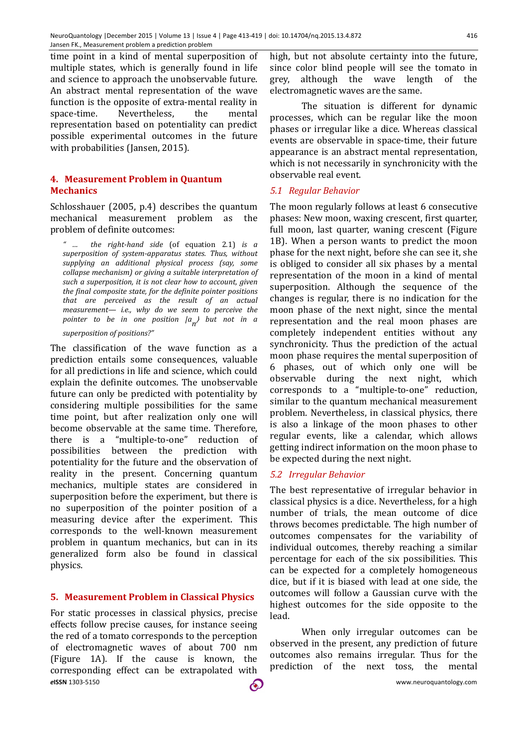time point in a kind of mental superposition of multiple states, which is generally found in life and science to approach the unobservable future. An abstract mental representation of the wave function is the opposite of extra-mental reality in space-time. Nevertheless, the mental representation based on potentiality can predict possible experimental outcomes in the future with probabilities (Jansen, 2015).

## 4. Measurement Problem in Quantum Mechanics

Schlosshauer (2005, p.4) describes the quantum mechanical measurement problem as the problem of definite outcomes:

> *" … the right-hand side* (of equation 2.1) *is a superposition of system-apparatus states. Thus, without supplying an additional physical process (say, some collapse mechanism) or giving a suitable interpretation of such a superposition, it is not clear how to account, given the final composite state, for the definite pointer positions that are perceived as the result of an actual measurement— i.e., why do we seem to perceive the pointer to be in one position $|a_n\rangle$ but not in a superposition of positions?"*

The classification of the wave function as a prediction entails some consequences, valuable for all predictions in life and science, which could explain the definite outcomes. The unobservable future can only be predicted with potentiality by considering multiple possibilities for the same time point, but after realization only one will become observable at the same time. Therefore, there is a "multiple-to-one" reduction of possibilities between the prediction with potentiality for the future and the observation of reality in the present. Concerning quantum mechanics, multiple states are considered in superposition before the experiment, but there is no superposition of the pointer position of a measuring device after the experiment. This corresponds to the well-known measurement problem in quantum mechanics, but can in its generalized form also be found in classical physics.

## 5. Measurement Problem in Classical Physics

For static processes in classical physics, precise effects follow precise causes, for instance seeing the red of a tomato corresponds to the perception of electromagnetic waves of about 700 nm (Figure 1A). If the cause is known, the corresponding effect can be extrapolated with high, but not absolute certainty into the future, since color blind people will see the tomato in grey, although the wave length of the electromagnetic waves are the same.

The situation is different for dynamic processes, which can be regular like the moon phases or irregular like a dice. Whereas classical events are observable in space-time, their future appearance is an abstract mental representation, which is not necessarily in synchronicity with the observable real event.

### *5.1 Regular Behavior*

The moon regularly follows at least 6 consecutive phases: New moon, waxing crescent, first quarter, full moon, last quarter, waning crescent (Figure 1B). When a person wants to predict the moon phase for the next night, before she can see it, she is obliged to consider all six phases by a mental representation of the moon in a kind of mental superposition. Although the sequence of the changes is regular, there is no indication for the moon phase of the next night, since the mental representation and the real moon phases are completely independent entities without any synchronicity. Thus the prediction of the actual moon phase requires the mental superposition of 6 phases, out of which only one will be observable during the next night, which corresponds to a "multiple-to-one" reduction, similar to the quantum mechanical measurement problem. Nevertheless, in classical physics, there is also a linkage of the moon phases to other regular events, like a calendar, which allows getting indirect information on the moon phase to be expected during the next night.

### *5.2 Irregular Behavior*

The best representative of irregular behavior in classical physics is a dice. Nevertheless, for a high number of trials, the mean outcome of dice throws becomes predictable. The high number of outcomes compensates for the variability of individual outcomes, thereby reaching a similar percentage for each of the six possibilities. This can be expected for a completely homogeneous dice, but if it is biased with lead at one side, the outcomes will follow a Gaussian curve with the highest outcomes for the side opposite to the lead.

When only irregular outcomes can be observed in the present, any prediction of future outcomes also remains irregular. Thus for the prediction of the next toss, the mental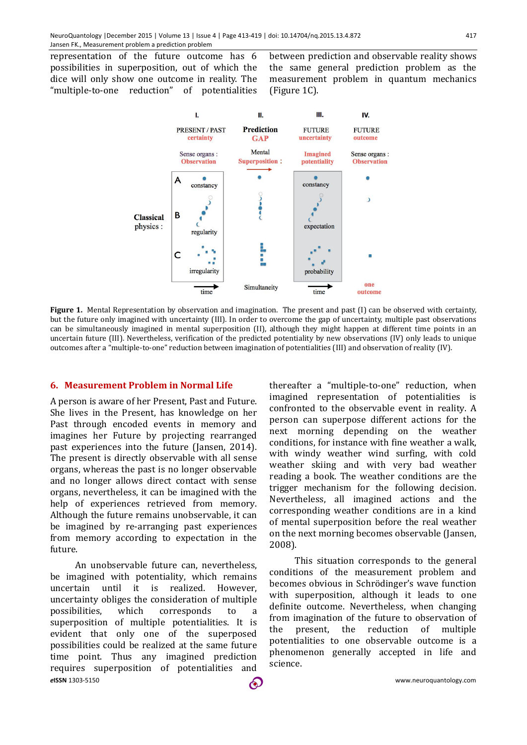representation of the future outcome has 6 possibilities in superposition, out of which the dice will only show one outcome in reality. The "multiple-to-one reduction" of potentialities between prediction and observable reality shows the same general prediction problem as the measurement problem in quantum mechanics (Figure 1C).

**Figure 1.** Mental Representation by observation and imagination. The present and past (I) can be observed with certainty, but the future only imagined with uncertainty (III). In order to overcome the gap of uncertainty, multiple past observations can be simultaneously imagined in mental superposition (II), although they might happen at different time points in an uncertain future (III). Nevertheless, verification of the predicted potentiality by new observations (IV) only leads to unique outcomes after a "multiple-to-one" reduction between imagination of potentialities (III) and observation of reality (IV).

## 6. Measurement Problem in Normal Life

A person is aware of her Present, Past and Future. She lives in the Present, has knowledge on her Past through encoded events in memory and imagines her Future by projecting rearranged past experiences into the future (Jansen, 2014). The present is directly observable with all sense organs, whereas the past is no longer observable and no longer allows direct contact with sense organs, nevertheless, it can be imagined with the help of experiences retrieved from memory. Although the future remains unobservable, it can be imagined by re-arranging past experiences from memory according to expectation in the future.

An unobservable future can, nevertheless, be imagined with potentiality, which remains uncertain until it is realized. However, uncertainty obliges the consideration of multiple possibilities, which corresponds to a superposition of multiple potentialities. It is evident that only one of the superposed possibilities could be realized at the same future time point. Thus any imagined prediction requires superposition of potentialities and thereafter a "multiple-to-one" reduction, when imagined representation of potentialities is confronted to the observable event in reality. A person can superpose different actions for the next morning depending on the weather conditions, for instance with fine weather a walk, with windy weather wind surfing, with cold weather skiing and with very bad weather reading a book. The weather conditions are the trigger mechanism for the following decision. Nevertheless, all imagined actions and the corresponding weather conditions are in a kind of mental superposition before the real weather on the next morning becomes observable (Jansen, 2008).

This situation corresponds to the general conditions of the measurement problem and becomes obvious in Schrödinger's wave function with superposition, although it leads to one definite outcome. Nevertheless, when changing from imagination of the future to observation of the present, the reduction of multiple potentialities to one observable outcome is a phenomenon generally accepted in life and science.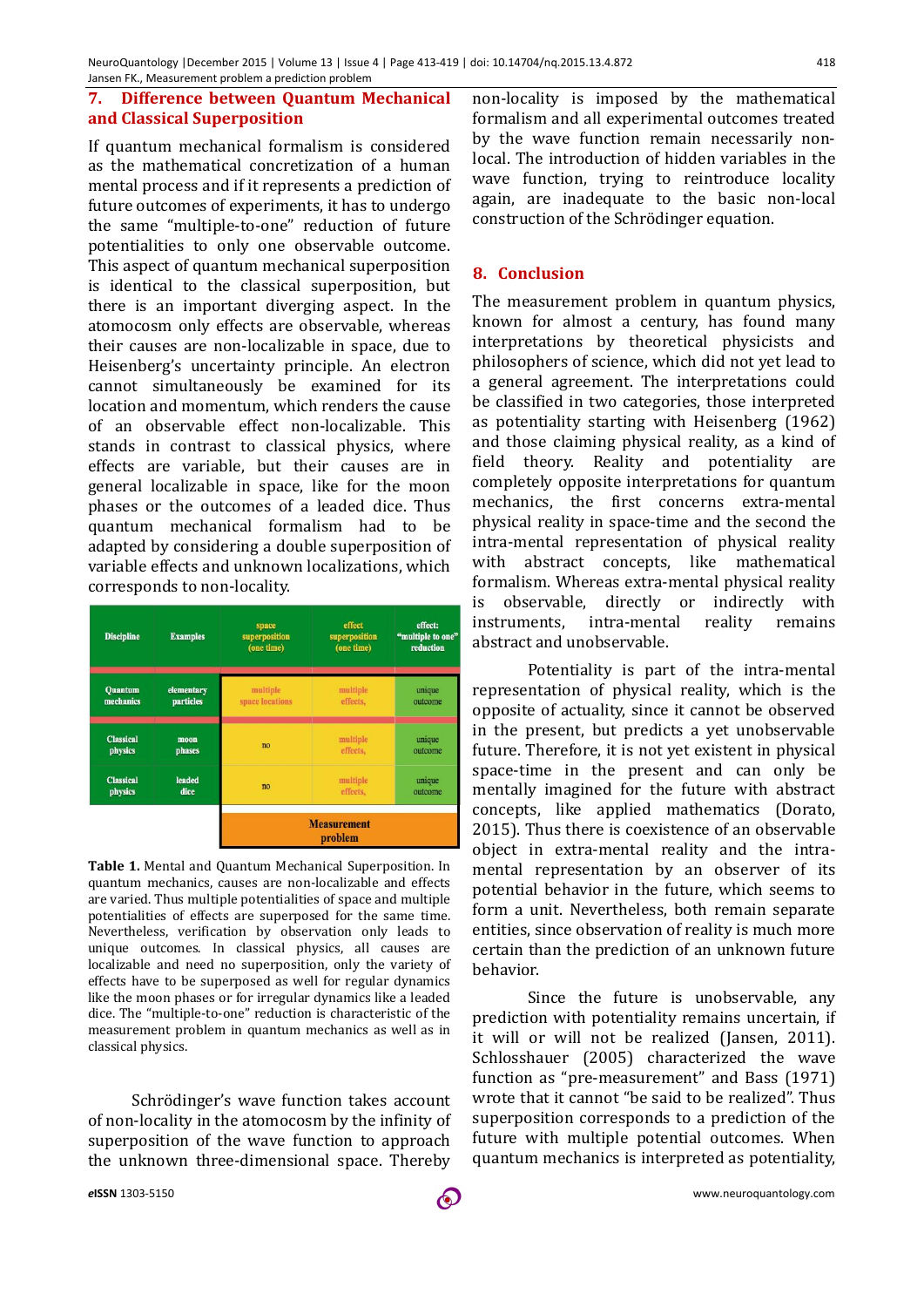## 7. Difference between Quantum Mechanical and Classical Superposition

If quantum mechanical formalism is considered as the mathematical concretization of a human mental process and if it represents a prediction of future outcomes of experiments, it has to undergo the same "multiple-to-one" reduction of future potentialities to only one observable outcome. This aspect of quantum mechanical superposition is identical to the classical superposition, but there is an important diverging aspect. In the atomocosm only effects are observable, whereas their causes are non-localizable in space, due to Heisenberg's uncertainty principle. An electron cannot simultaneously be examined for its location and momentum, which renders the cause of an observable effect non-localizable. This stands in contrast to classical physics, where effects are variable, but their causes are in general localizable in space, like for the moon phases or the outcomes of a leaded dice. Thus quantum mechanical formalism had to be adapted by considering a double superposition of variable effects and unknown localizations, which corresponds to non-locality.

| Discipline | Examples | space superposition (one time) | effect superposition (one time) | effect: "multiple to one" reduction |
|---|---|---|---|---|
| Quantum mechanics | elementary particles | multiple space locations | multiple effects, | unique outcome |
| Classical physics | moon phases | no | multiple effects, | unique outcome |
| Classical physics | leaded dice | no | multiple effects, | unique outcome |
| | | Measurement problem | | |

**Table 1.** Mental and Quantum Mechanical Superposition. In quantum mechanics, causes are non-localizable and effects are varied. Thus multiple potentialities of space and multiple potentialities of effects are superposed for the same time. Nevertheless, verification by observation only leads to unique outcomes. In classical physics, all causes are localizable and need no superposition, only the variety of effects have to be superposed as well for regular dynamics like the moon phases or for irregular dynamics like a leaded dice. The "multiple-to-one" reduction is characteristic of the measurement problem in quantum mechanics as well as in classical physics.

Schrödinger's wave function takes account of non-locality in the atomocosm by the infinity of superposition of the wave function to approach the unknown three-dimensional space. Thereby non-locality is imposed by the mathematical formalism and all experimental outcomes treated by the wave function remain necessarily non-local. The introduction of hidden variables in the wave function, trying to reintroduce locality again, are inadequate to the basic non-local construction of the Schrödinger equation.

## 8. Conclusion

The measurement problem in quantum physics, known for almost a century, has found many interpretations by theoretical physicists and philosophers of science, which did not yet lead to a general agreement. The interpretations could be classified in two categories, those interpreted as potentiality starting with Heisenberg (1962) and those claiming physical reality, as a kind of field theory. Reality and potentiality are completely opposite interpretations for quantum mechanics, the first concerns extra-mental physical reality in space-time and the second the intra-mental representation of physical reality with abstract concepts, like mathematical formalism. Whereas extra-mental physical reality is observable, directly or indirectly with instruments, intra-mental reality remains abstract and unobservable.

Potentiality is part of the intra-mental representation of physical reality, which is the opposite of actuality, since it cannot be observed in the present, but predicts a yet unobservable future. Therefore, it is not yet existent in physical space-time in the present and can only be mentally imagined for the future with abstract concepts, like applied mathematics (Dorato, 2015). Thus there is coexistence of an observable object in extra-mental reality and the intra-mental representation by an observer of its potential behavior in the future, which seems to form a unit. Nevertheless, both remain separate entities, since observation of reality is much more certain than the prediction of an unknown future behavior.

Since the future is unobservable, any prediction with potentiality remains uncertain, if it will or will not be realized (Jansen, 2011). Schlosshauer (2005) characterized the wave function as "pre-measurement" and Bass (1971) wrote that it cannot "be said to be realized". Thus superposition corresponds to a prediction of the future with multiple potential outcomes. When quantum mechanics is interpreted as potentiality,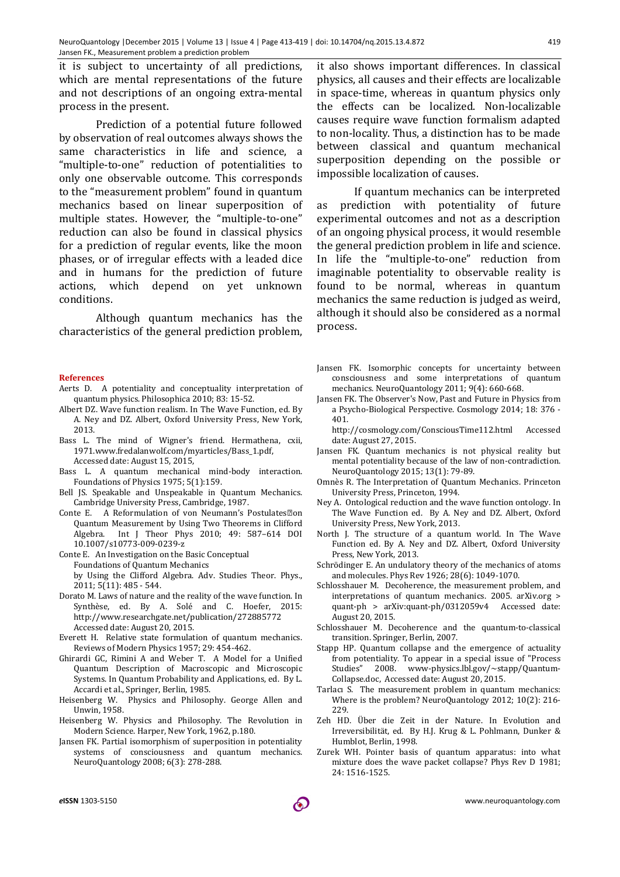it is subject to uncertainty of all predictions, which are mental representations of the future and not descriptions of an ongoing extra-mental process in the present.

Prediction of a potential future followed by observation of real outcomes always shows the same characteristics in life and science, a "multiple-to-one" reduction of potentialities to only one observable outcome. This corresponds to the "measurement problem" found in quantum mechanics based on linear superposition of multiple states. However, the "multiple-to-one" reduction can also be found in classical physics for a prediction of regular events, like the moon phases, or of irregular effects with a leaded dice and in humans for the prediction of future actions, which depend on yet unknown conditions.

Although quantum mechanics has the characteristics of the general prediction problem, it also shows important differences. In classical physics, all causes and their effects are localizable in space-time, whereas in quantum physics only the effects can be localized. Non-localizable causes require wave function formalism adapted to non-locality. Thus, a distinction has to be made between classical and quantum mechanical superposition depending on the possible or impossible localization of causes.

If quantum mechanics can be interpreted as prediction with potentiality of future experimental outcomes and not as a description of an ongoing physical process, it would resemble the general prediction problem in life and science. In life the "multiple-to-one" reduction from imaginable potentiality to observable reality is found to be normal, whereas in quantum mechanics the same reduction is judged as weird, although it should also be considered as a normal process.

## References

Aerts D. A potentiality and conceptuality interpretation of quantum physics. Philosophica 2010; 83: 15-52.

Albert DZ. Wave function realism. In The Wave Function, ed. By A. Ney and DZ. Albert, Oxford University Press, New York, 2013.

Bass L. The mind of Wigner's friend. Hermathena, cxii, 1971.www.fredalanwolf.com/myarticles/Bass_1.pdf, Accessed date: August 15, 2015,

Bass L. A quantum mechanical mind-body interaction. Foundations of Physics 1975; 5(1):159.

Bell JS. Speakable and Unspeakable in Quantum Mechanics. Cambridge University Press, Cambridge, 1987.

Conte E. A Reformulation of von Neumann's Postulates on Quantum Measurement by Using Two Theorems in Clifford Algebra. Int J Theor Phys 2010; 49: 587–614 DOI 10.1007/s10773-009-0239-z

Conte E. An Investigation on the Basic Conceptual Foundations of Quantum Mechanics by Using the Clifford Algebra. Adv. Studies Theor. Phys., 2011; 5(11): 485 - 544.

Dorato M. Laws of nature and the reality of the wave function. In Synthèse, ed. By A. Solé and C. Hoefer, 2015: http://www.researchgate.net/publication/272885772 Accessed date: August 20, 2015.

Everett H. Relative state formulation of quantum mechanics. Reviews of Modern Physics 1957; 29: 454-462.

Ghirardi GC, Rimini A and Weber T. A Model for a Unified Quantum Description of Macroscopic and Microscopic Systems. In Quantum Probability and Applications, ed. By L. Accardi et al., Springer, Berlin, 1985.

Heisenberg W. Physics and Philosophy. George Allen and Unwin, 1958.

Heisenberg W. Physics and Philosophy. The Revolution in Modern Science. Harper, New York, 1962, p.180.

Jansen FK. Partial isomorphism of superposition in potentiality systems of consciousness and quantum mechanics. NeuroQuantology 2008; 6(3): 278-288.

Jansen FK. Isomorphic concepts for uncertainty between consciousness and some interpretations of quantum mechanics. NeuroQuantology 2011; 9(4): 660-668.

Jansen FK. The Observer's Now, Past and Future in Physics from a Psycho-Biological Perspective. Cosmology 2014; 18: 376 - 401. http://cosmology.com/ConsciousTime112.html Accessed date: August 27, 2015.

Jansen FK. Quantum mechanics is not physical reality but mental potentiality because of the law of non-contradiction. NeuroQuantology 2015; 13(1): 79-89.

Omnès R. The Interpretation of Quantum Mechanics. Princeton University Press, Princeton, 1994.

Ney A. Ontological reduction and the wave function ontology. In The Wave Function ed. By A. Ney and DZ. Albert, Oxford University Press, New York, 2013.

North J. The structure of a quantum world. In The Wave Function ed. By A. Ney and DZ. Albert, Oxford University Press, New York, 2013.

Schrödinger E. An undulatory theory of the mechanics of atoms and molecules. Phys Rev 1926; 28(6): 1049-1070.

Schlosshauer M. Decoherence, the measurement problem, and interpretations of quantum mechanics. 2005. arXiv.org > quant-ph > arXiv:quant-ph/0312059v4 Accessed date: August 20, 2015.

Schlosshauer M. Decoherence and the quantum-to-classical transition. Springer, Berlin, 2007.

Stapp HP. Quantum collapse and the emergence of actuality from potentiality. To appear in a special issue of "Process Studies" 2008. www-physics.lbl.gov/~stapp/Quantum-Collapse.doc, Accessed date: August 20, 2015.

Tarlacı S. The measurement problem in quantum mechanics: Where is the problem? NeuroQuantology 2012; 10(2): 216-229.

Zeh HD. Über die Zeit in der Nature. In Evolution and Irreversibilität, ed. By H.J. Krug & L. Pohlmann, Dunker & Humblot, Berlin, 1998.

Zurek WH. Pointer basis of quantum apparatus: into what mixture does the wave packet collapse? Phys Rev D 1981; 24: 1516-1525.